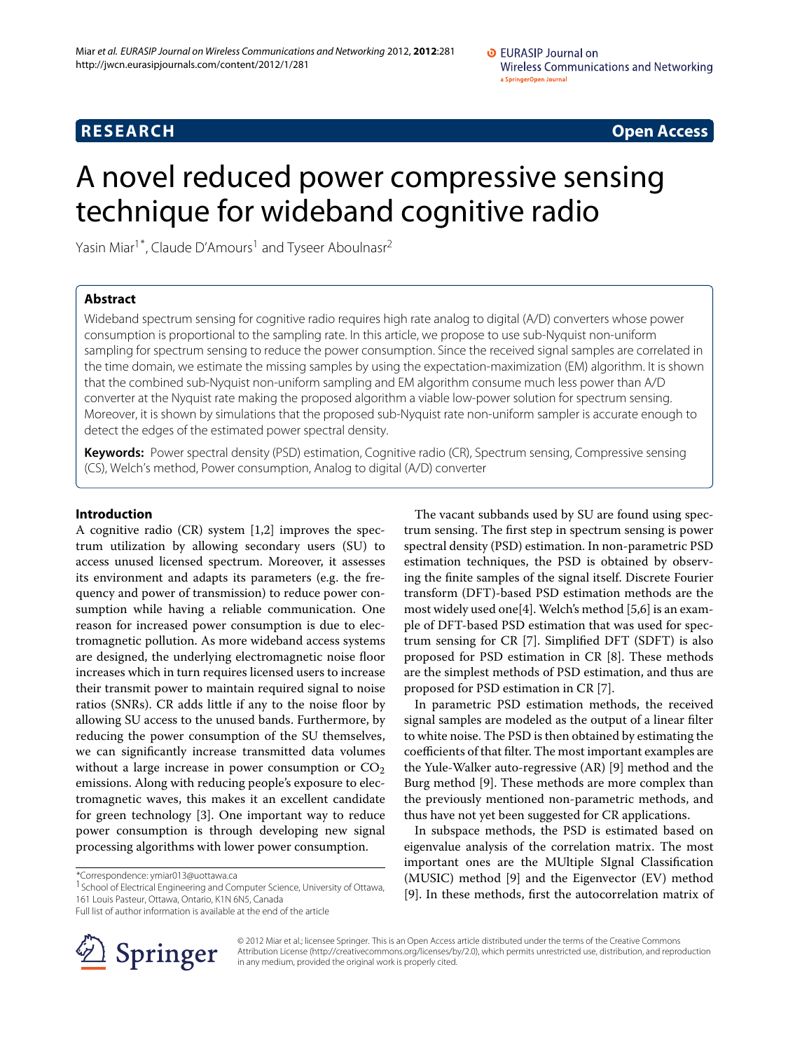**RESEARCH** **Open Access**

# A novel reduced power compressive sensing technique for wideband cognitive radio

Yasin Miar[1*], Claude D'Amours[1] and Tyseer Aboulnasr[2]

## Abstract

Wideband spectrum sensing for cognitive radio requires high rate analog to digital (A/D) converters whose power consumption is proportional to the sampling rate. In this article, we propose to use sub-Nyquist non-uniform sampling for spectrum sensing to reduce the power consumption. Since the received signal samples are correlated in the time domain, we estimate the missing samples by using the expectation-maximization (EM) algorithm. It is shown that the combined sub-Nyquist non-uniform sampling and EM algorithm consume much less power than A/D converter at the Nyquist rate making the proposed algorithm a viable low-power solution for spectrum sensing. Moreover, it is shown by simulations that the proposed sub-Nyquist rate non-uniform sampler is accurate enough to detect the edges of the estimated power spectral density.

**Keywords:** Power spectral density (PSD) estimation, Cognitive radio (CR), Spectrum sensing, Compressive sensing (CS), Welch's method, Power consumption, Analog to digital (A/D) converter

## Introduction

A cognitive radio (CR) system [1,2] improves the spectrum utilization by allowing secondary users (SU) to access unused licensed spectrum. Moreover, it assesses its environment and adapts its parameters (e.g. the frequency and power of transmission) to reduce power consumption while having a reliable communication. One reason for increased power consumption is due to electromagnetic pollution. As more wideband access systems are designed, the underlying electromagnetic noise floor increases which in turn requires licensed users to increase their transmit power to maintain required signal to noise ratios (SNRs). CR adds little if any to the noise floor by allowing SU access to the unused bands. Furthermore, by reducing the power consumption of the SU themselves, we can significantly increase transmitted data volumes without a large increase in power consumption or $CO_2$ emissions. Along with reducing people's exposure to electromagnetic waves, this makes it an excellent candidate for green technology [3]. One important way to reduce power consumption is through developing new signal processing algorithms with lower power consumption.

The vacant subbands used by SU are found using spectrum sensing. The first step in spectrum sensing is power spectral density (PSD) estimation. In non-parametric PSD estimation techniques, the PSD is obtained by observing the finite samples of the signal itself. Discrete Fourier transform (DFT)-based PSD estimation methods are the most widely used one[4]. Welch's method [5,6] is an example of DFT-based PSD estimation that was used for spectrum sensing for CR [7]. Simplified DFT (SDFT) is also proposed for PSD estimation in CR [8]. These methods are the simplest methods of PSD estimation, and thus are proposed for PSD estimation in CR [7].

In parametric PSD estimation methods, the received signal samples are modeled as the output of a linear filter to white noise. The PSD is then obtained by estimating the coefficients of that filter. The most important examples are the Yule-Walker auto-regressive (AR) [9] method and the Burg method [9]. These methods are more complex than the previously mentioned non-parametric methods, and thus have not yet been suggested for CR applications.

In subspace methods, the PSD is estimated based on eigenvalue analysis of the correlation matrix. The most important ones are the MUltiple SIgnal Classification (MUSIC) method [9] and the Eigenvector (EV) method [9]. In these methods, first the autocorrelation matrix of

*Correspondence: ymiar013@uottawa.ca
[1] School of Electrical Engineering and Computer Science, University of Ottawa, 161 Louis Pasteur, Ottawa, Ontario, K1N 6N5, Canada
Full list of author information is available at the end of the article

© 2012 Miar et al.; licensee Springer. This is an Open Access article distributed under the terms of the Creative Commons Attribution License (http://creativecommons.org/licenses/by/2.0), which permits unrestricted use, distribution, and reproduction in any medium, provided the original work is properly cited.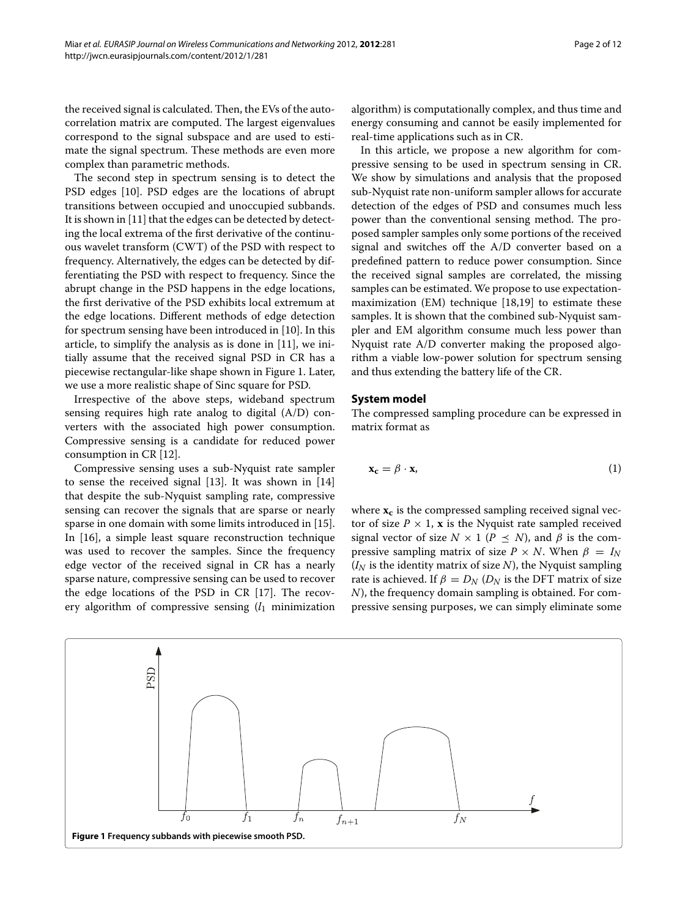the received signal is calculated. Then, the EVs of the autocorrelation matrix are computed. The largest eigenvalues correspond to the signal subspace and are used to estimate the signal spectrum. These methods are even more complex than parametric methods.

The second step in spectrum sensing is to detect the PSD edges [10]. PSD edges are the locations of abrupt transitions between occupied and unoccupied subbands. It is shown in [11] that the edges can be detected by detecting the local extrema of the first derivative of the continuous wavelet transform (CWT) of the PSD with respect to frequency. Alternatively, the edges can be detected by differentiating the PSD with respect to frequency. Since the abrupt change in the PSD happens in the edge locations, the first derivative of the PSD exhibits local extremum at the edge locations. Different methods of edge detection for spectrum sensing have been introduced in [10]. In this article, to simplify the analysis as is done in [11], we initially assume that the received signal PSD in CR has a piecewise rectangular-like shape shown in Figure 1. Later, we use a more realistic shape of Sinc square for PSD.

Irrespective of the above steps, wideband spectrum sensing requires high rate analog to digital (A/D) converters with the associated high power consumption. Compressive sensing is a candidate for reduced power consumption in CR [12].

Compressive sensing uses a sub-Nyquist rate sampler to sense the received signal [13]. It was shown in [14] that despite the sub-Nyquist sampling rate, compressive sensing can recover the signals that are sparse or nearly sparse in one domain with some limits introduced in [15]. In [16], a simple least square reconstruction technique was used to recover the samples. Since the frequency edge vector of the received signal in CR has a nearly sparse nature, compressive sensing can be used to recover the edge locations of the PSD in CR [17]. The recovery algorithm of compressive sensing ($l_1$ minimization algorithm) is computationally complex, and thus time and energy consuming and cannot be easily implemented for real-time applications such as in CR.

In this article, we propose a new algorithm for compressive sensing to be used in spectrum sensing in CR. We show by simulations and analysis that the proposed sub-Nyquist rate non-uniform sampler allows for accurate detection of the edges of PSD and consumes much less power than the conventional sensing method. The proposed sampler samples only some portions of the received signal and switches off the A/D converter based on a predefined pattern to reduce power consumption. Since the received signal samples are correlated, the missing samples can be estimated. We propose to use expectation-maximization (EM) technique [18,19] to estimate these samples. It is shown that the combined sub-Nyquist sampler and EM algorithm consume much less power than Nyquist rate A/D converter making the proposed algorithm a viable low-power solution for spectrum sensing and thus extending the battery life of the CR.

## System model

The compressed sampling procedure can be expressed in matrix format as

$$\mathbf{x_c} = \beta \cdot \mathbf{x}, \tag{1}$$

where $\mathbf{x_c}$ is the compressed sampling received signal vector of size $P \times 1$, $\mathbf{x}$ is the Nyquist rate sampled received signal vector of size $N \times 1$ ($P \preceq N$), and $\beta$ is the compressive sampling matrix of size $P \times N$. When $\beta = I_N$ ($I_N$ is the identity matrix of size $N$), the Nyquist sampling rate is achieved. If $\beta = D_N$ ($D_N$ is the DFT matrix of size $N$), the frequency domain sampling is obtained. For compressive sensing purposes, we can simply eliminate some

**Figure 1 Frequency subbands with piecewise smooth PSD.**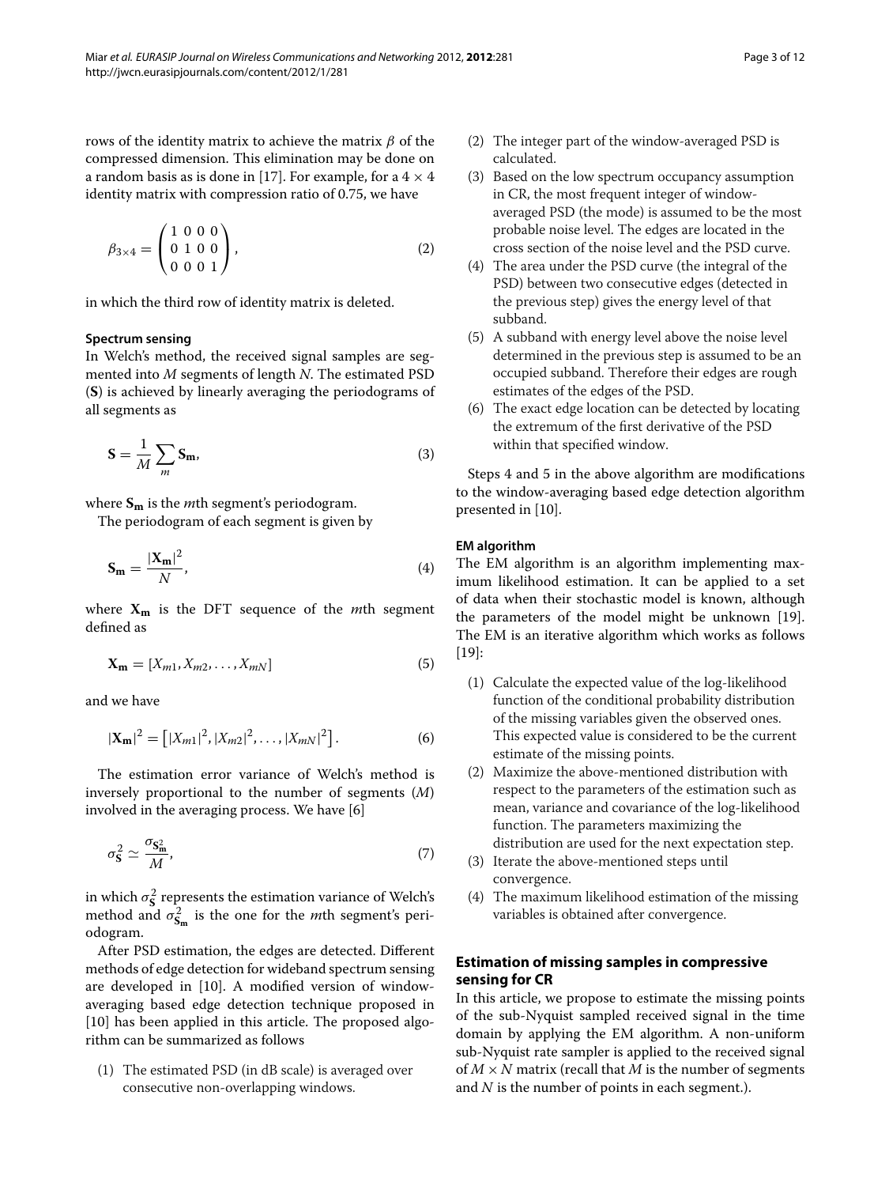rows of the identity matrix to achieve the matrix $\beta$ of the compressed dimension. This elimination may be done on a random basis as is done in [17]. For example, for a $4 \times 4$ identity matrix with compression ratio of 0.75, we have

$$\beta_{3\times 4} = \begin{pmatrix} 1 & 0 & 0 & 0 \\ 0 & 1 & 0 & 0 \\ 0 & 0 & 0 & 1 \end{pmatrix}, \tag{2}$$

in which the third row of identity matrix is deleted.

### Spectrum sensing

In Welch's method, the received signal samples are segmented into $M$ segments of length $N$. The estimated PSD ($\mathbf{S}$) is achieved by linearly averaging the periodograms of all segments as

$$\mathbf{S} = \frac{1}{M} \sum_{m} \mathbf{S_m}, \tag{3}$$

where $\mathbf{S_m}$ is the $m$th segment's periodogram.

The periodogram of each segment is given by

$$\mathbf{S_m} = \frac{|\mathbf{X_m}|^2}{N}, \tag{4}$$

where $\mathbf{X_m}$ is the DFT sequence of the $m$th segment defined as

$$\mathbf{X_m} = [X_{m1}, X_{m2}, \ldots, X_{mN}] \tag{5}$$

and we have

$$|\mathbf{X_m}|^2 = \left[|X_{m1}|^2, |X_{m2}|^2, \ldots, |X_{mN}|^2\right]. \tag{6}$$

The estimation error variance of Welch's method is inversely proportional to the number of segments ($M$) involved in the averaging process. We have [6]

$$\sigma^2_{\mathbf{S}} \simeq \frac{\sigma_{\mathbf{S}^2_{\mathbf{m}}}}{M}, \tag{7}$$

in which $\sigma^2_{\mathbf{S}}$ represents the estimation variance of Welch's method and $\sigma^2_{\mathbf{S_m}}$ is the one for the $m$th segment's periodogram.

After PSD estimation, the edges are detected. Different methods of edge detection for wideband spectrum sensing are developed in [10]. A modified version of window-averaging based edge detection technique proposed in [10] has been applied in this article. The proposed algorithm can be summarized as follows

(1) The estimated PSD (in dB scale) is averaged over consecutive non-overlapping windows.
(2) The integer part of the window-averaged PSD is calculated.
(3) Based on the low spectrum occupancy assumption in CR, the most frequent integer of window-averaged PSD (the mode) is assumed to be the most probable noise level. The edges are located in the cross section of the noise level and the PSD curve.
(4) The area under the PSD curve (the integral of the PSD) between two consecutive edges (detected in the previous step) gives the energy level of that subband.
(5) A subband with energy level above the noise level determined in the previous step is assumed to be an occupied subband. Therefore their edges are rough estimates of the edges of the PSD.
(6) The exact edge location can be detected by locating the extremum of the first derivative of the PSD within that specified window.

Steps 4 and 5 in the above algorithm are modifications to the window-averaging based edge detection algorithm presented in [10].

### EM algorithm

The EM algorithm is an algorithm implementing maximum likelihood estimation. It can be applied to a set of data when their stochastic model is known, although the parameters of the model might be unknown [19]. The EM is an iterative algorithm which works as follows [19]:

(1) Calculate the expected value of the log-likelihood function of the conditional probability distribution of the missing variables given the observed ones. This expected value is considered to be the current estimate of the missing points.
(2) Maximize the above-mentioned distribution with respect to the parameters of the estimation such as mean, variance and covariance of the log-likelihood function. The parameters maximizing the distribution are used for the next expectation step.
(3) Iterate the above-mentioned steps until convergence.
(4) The maximum likelihood estimation of the missing variables is obtained after convergence.

## Estimation of missing samples in compressive sensing for CR

In this article, we propose to estimate the missing points of the sub-Nyquist sampled received signal in the time domain by applying the EM algorithm. A non-uniform sub-Nyquist rate sampler is applied to the received signal of $M \times N$ matrix (recall that $M$ is the number of segments and $N$ is the number of points in each segment.).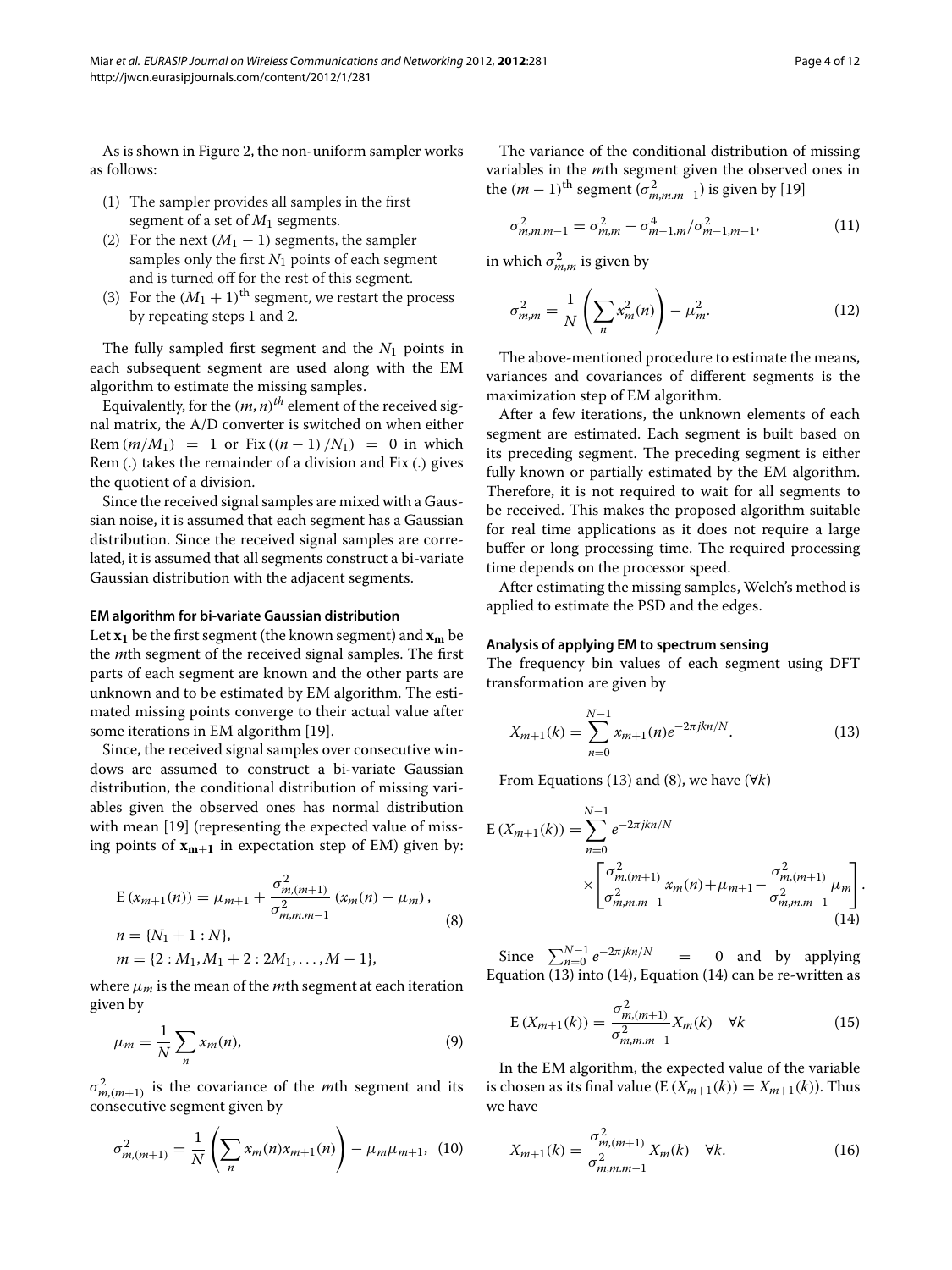As is shown in Figure 2, the non-uniform sampler works as follows:

(1) The sampler provides all samples in the first segment of a set of $M_1$ segments.
(2) For the next $(M_1 - 1)$ segments, the sampler samples only the first $N_1$ points of each segment and is turned off for the rest of this segment.
(3) For the $(M_1 + 1)^{\text{th}}$ segment, we restart the process by repeating steps 1 and 2.

The fully sampled first segment and the $N_1$ points in each subsequent segment are used along with the EM algorithm to estimate the missing samples.

Equivalently, for the $(m, n)^{th}$ element of the received signal matrix, the A/D converter is switched on when either $\text{Rem}\,(m/M_1) = 1$ or $\text{Fix}\,((n-1)/N_1) = 0$ in which $\text{Rem}\,(.)$ takes the remainder of a division and $\text{Fix}\,(.)$ gives the quotient of a division.

Since the received signal samples are mixed with a Gaussian noise, it is assumed that each segment has a Gaussian distribution. Since the received signal samples are correlated, it is assumed that all segments construct a bi-variate Gaussian distribution with the adjacent segments.

### EM algorithm for bi-variate Gaussian distribution

Let $\mathbf{x_1}$ be the first segment (the known segment) and $\mathbf{x_m}$ be the $m$th segment of the received signal samples. The first parts of each segment are known and the other parts are unknown and to be estimated by EM algorithm. The estimated missing points converge to their actual value after some iterations in EM algorithm [19].

Since, the received signal samples over consecutive windows are assumed to construct a bi-variate Gaussian distribution, the conditional distribution of missing variables given the observed ones has normal distribution with mean [19] (representing the expected value of missing points of $\mathbf{x_{m+1}}$ in expectation step of EM) given by:

$$
\begin{aligned}
&\mathrm{E}\left(x_{m+1}(n)\right) = \mu_{m+1} + \frac{\sigma^2_{m,(m+1)}}{\sigma^2_{m,m.m-1}}\left(x_m(n) - \mu_m\right), \\
&n = \{N_1 + 1 : N\}, \\
&m = \{2 : M_1, M_1 + 2 : 2M_1, \ldots, M - 1\},
\end{aligned} \tag{8}
$$

where $\mu_m$ is the mean of the $m$th segment at each iteration given by

$$
\mu_m = \frac{1}{N}\sum_n x_m(n), \tag{9}
$$

$\sigma^2_{m,(m+1)}$ is the covariance of the $m$th segment and its consecutive segment given by

$$
\sigma^2_{m,(m+1)} = \frac{1}{N}\left(\sum_n x_m(n)x_{m+1}(n)\right) - \mu_m\mu_{m+1}, \tag{10}
$$

The variance of the conditional distribution of missing variables in the $m$th segment given the observed ones in the $(m-1)^{\text{th}}$ segment ($\sigma^2_{m,m.m-1}$) is given by [19]

$$
\sigma^2_{m,m.m-1} = \sigma^2_{m,m} - \sigma^4_{m-1,m}/\sigma^2_{m-1,m-1}, \tag{11}
$$

in which $\sigma^2_{m,m}$ is given by

$$
\sigma^2_{m,m} = \frac{1}{N}\left(\sum_n x^2_m(n)\right) - \mu^2_m. \tag{12}
$$

The above-mentioned procedure to estimate the means, variances and covariances of different segments is the maximization step of EM algorithm.

After a few iterations, the unknown elements of each segment are estimated. Each segment is built based on its preceding segment. The preceding segment is either fully known or partially estimated by the EM algorithm. Therefore, it is not required to wait for all segments to be received. This makes the proposed algorithm suitable for real time applications as it does not require a large buffer or long processing time. The required processing time depends on the processor speed.

After estimating the missing samples, Welch's method is applied to estimate the PSD and the edges.

### Analysis of applying EM to spectrum sensing

The frequency bin values of each segment using DFT transformation are given by

$$
X_{m+1}(k) = \sum_{n=0}^{N-1} x_{m+1}(n)e^{-2\pi jkn/N}. \tag{13}
$$

From Equations (13) and (8), we have ($\forall k$)

$$
\mathrm{E}\left(X_{m+1}(k)\right) = \sum_{n=0}^{N-1} e^{-2\pi jkn/N} \times \left[\frac{\sigma^2_{m,(m+1)}}{\sigma^2_{m,m.m-1}}x_m(n) + \mu_{m+1} - \frac{\sigma^2_{m,(m+1)}}{\sigma^2_{m,m.m-1}}\mu_m\right]. \tag{14}
$$

Since $\sum_{n=0}^{N-1} e^{-2\pi jkn/N} = 0$ and by applying Equation (13) into (14), Equation (14) can be re-written as

$$
\mathrm{E}\left(X_{m+1}(k)\right) = \frac{\sigma^2_{m,(m+1)}}{\sigma^2_{m,m.m-1}}X_m(k) \quad \forall k \tag{15}
$$

In the EM algorithm, the expected value of the variable is chosen as its final value ($\mathrm{E}\left(X_{m+1}(k)\right) = X_{m+1}(k)$). Thus we have

$$
X_{m+1}(k) = \frac{\sigma^2_{m,(m+1)}}{\sigma^2_{m,m.m-1}}X_m(k) \quad \forall k. \tag{16}
$$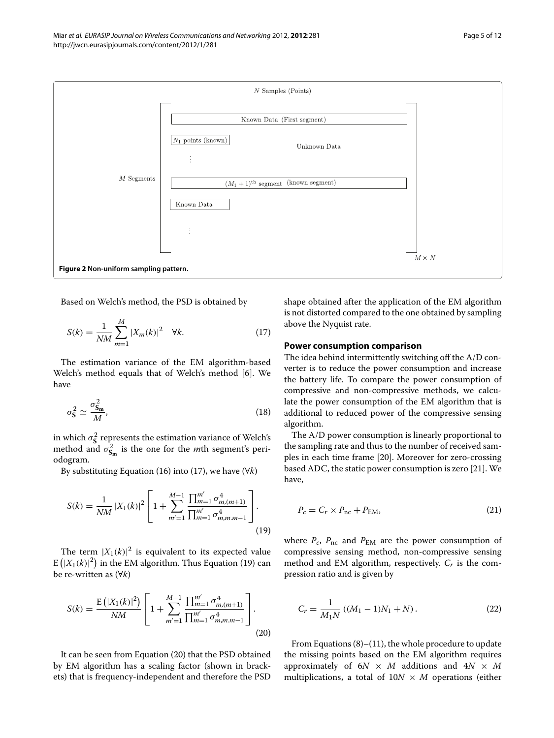**Figure 2 Non-uniform sampling pattern.**

Based on Welch's method, the PSD is obtained by

$$S(k) = \frac{1}{NM} \sum_{m=1}^{M} |X_m(k)|^2 \quad \forall k. \tag{17}$$

The estimation variance of the EM algorithm-based Welch's method equals that of Welch's method [6]. We have

$$\sigma_{\mathbf{S}}^2 \simeq \frac{\sigma_{\mathbf{S_m}}^2}{M}, \tag{18}$$

in which $\sigma_{\mathbf{S}}^2$ represents the estimation variance of Welch's method and $\sigma_{\mathbf{S_m}}^2$ is the one for the $m$th segment's periodogram.

By substituting Equation (16) into (17), we have ($\forall k$)

$$S(k) = \frac{1}{NM} |X_1(k)|^2 \left[ 1 + \sum_{m'=1}^{M-1} \frac{\prod_{m=1}^{m'} \sigma_{m,(m+1)}^4}{\prod_{m=1}^{m'} \sigma_{m,m.m-1}^4} \right]. \tag{19}$$

The term $|X_1(k)|^2$ is equivalent to its expected value $\mathrm{E}\left(|X_1(k)|^2\right)$ in the EM algorithm. Thus Equation (19) can be re-written as ($\forall k$)

$$S(k) = \frac{\mathrm{E}\left(|X_1(k)|^2\right)}{NM} \left[ 1 + \sum_{m'=1}^{M-1} \frac{\prod_{m=1}^{m'} \sigma_{m,(m+1)}^4}{\prod_{m=1}^{m'} \sigma_{m,m.m-1}^4} \right]. \tag{20}$$

It can be seen from Equation (20) that the PSD obtained by EM algorithm has a scaling factor (shown in brackets) that is frequency-independent and therefore the PSD shape obtained after the application of the EM algorithm is not distorted compared to the one obtained by sampling above the Nyquist rate.

## Power consumption comparison

The idea behind intermittently switching off the A/D converter is to reduce the power consumption and increase the battery life. To compare the power consumption of compressive and non-compressive methods, we calculate the power consumption of the EM algorithm that is additional to reduced power of the compressive sensing algorithm.

The A/D power consumption is linearly proportional to the sampling rate and thus to the number of received samples in each time frame [20]. Moreover for zero-crossing based ADC, the static power consumption is zero [21]. We have,

$$P_c = C_r \times P_{\text{nc}} + P_{\text{EM}}, \tag{21}$$

where $P_c$, $P_{\text{nc}}$ and $P_{\text{EM}}$ are the power consumption of compressive sensing method, non-compressive sensing method and EM algorithm, respectively. $C_r$ is the compression ratio and is given by

$$C_r = \frac{1}{M_1 N} \left( (M_1 - 1) N_1 + N \right). \tag{22}$$

From Equations (8)–(11), the whole procedure to update the missing points based on the EM algorithm requires approximately of $6N \times M$ additions and $4N \times M$ multiplications, a total of $10N \times M$ operations (either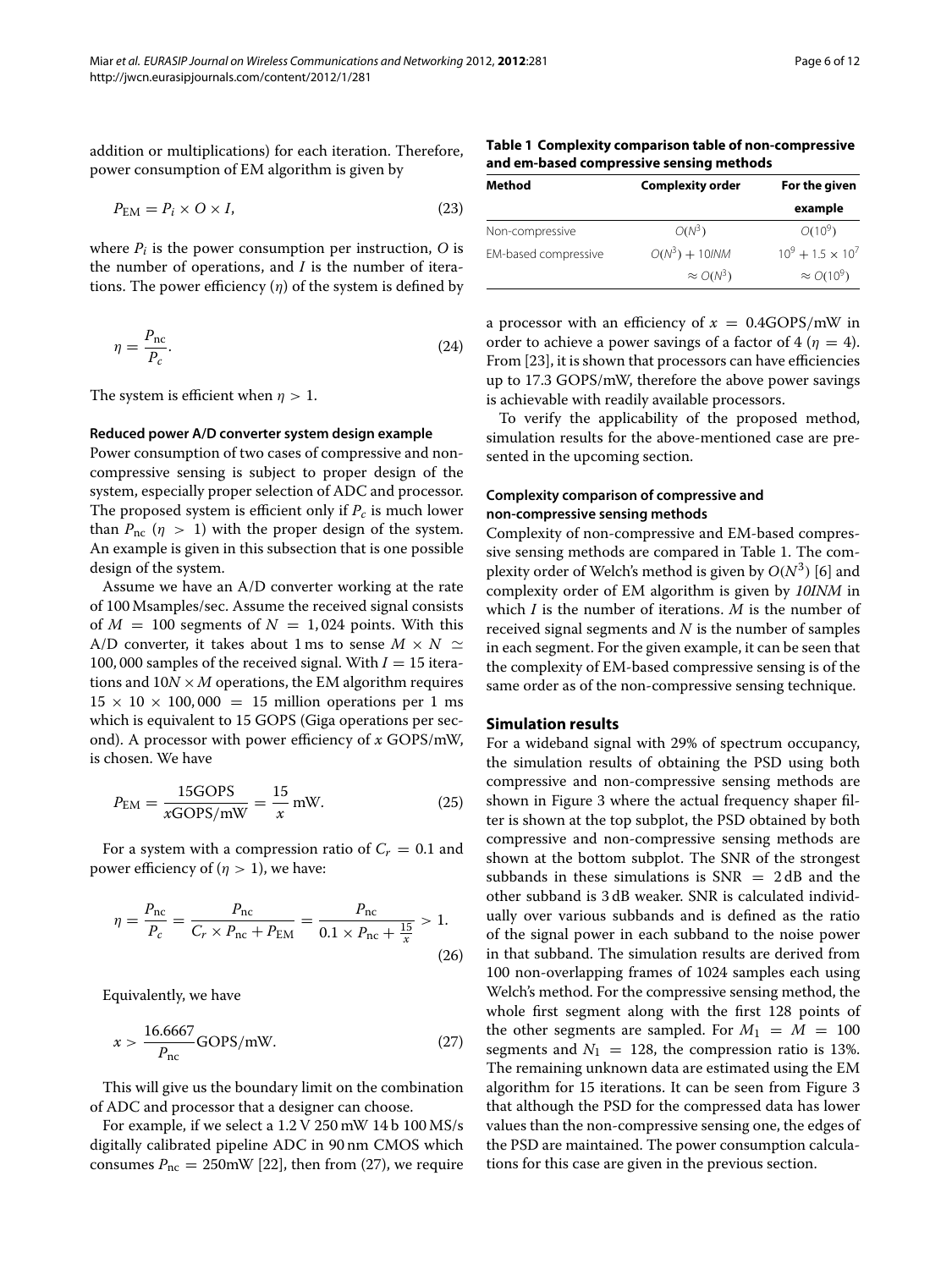addition or multiplications) for each iteration. Therefore, power consumption of EM algorithm is given by

$$P_{\mathrm{EM}} = P_i \times O \times I, \tag{23}$$

where $P_i$ is the power consumption per instruction, $O$ is the number of operations, and $I$ is the number of iterations. The power efficiency ($\eta$) of the system is defined by

$$\eta = \frac{P_{\mathrm{nc}}}{P_c}. \tag{24}$$

The system is efficient when $\eta > 1$.

#### Reduced power A/D converter system design example

Power consumption of two cases of compressive and non-compressive sensing is subject to proper design of the system, especially proper selection of ADC and processor. The proposed system is efficient only if $P_c$ is much lower than $P_{\mathrm{nc}}$ ($\eta > 1$) with the proper design of the system. An example is given in this subsection that is one possible design of the system.

Assume we have an A/D converter working at the rate of 100 Msamples/sec. Assume the received signal consists of $M = 100$ segments of $N = 1,024$ points. With this A/D converter, it takes about 1 ms to sense $M \times N \simeq 100,000$ samples of the received signal. With $I = 15$ iterations and $10N \times M$ operations, the EM algorithm requires $15 \times 10 \times 100,000 = 15$ million operations per 1 ms which is equivalent to 15 GOPS (Giga operations per second). A processor with power efficiency of $x$ GOPS/mW, is chosen. We have

$$P_{\mathrm{EM}} = \frac{15\mathrm{GOPS}}{x\mathrm{GOPS/mW}} = \frac{15}{x}\,\mathrm{mW}. \tag{25}$$

For a system with a compression ratio of $C_r = 0.1$ and power efficiency of ($\eta > 1$), we have:

$$\eta = \frac{P_{\mathrm{nc}}}{P_c} = \frac{P_{\mathrm{nc}}}{C_r \times P_{\mathrm{nc}} + P_{\mathrm{EM}}} = \frac{P_{\mathrm{nc}}}{0.1 \times P_{\mathrm{nc}} + \frac{15}{x}} > 1. \tag{26}$$

Equivalently, we have

$$x > \frac{16.6667}{P_{\mathrm{nc}}}\mathrm{GOPS/mW}. \tag{27}$$

This will give us the boundary limit on the combination of ADC and processor that a designer can choose.

For example, if we select a 1.2 V 250 mW 14 b 100 MS/s digitally calibrated pipeline ADC in 90 nm CMOS which consumes $P_{\mathrm{nc}} = 250\mathrm{mW}$ [22], then from (27), we require a processor with an efficiency of $x = 0.4\mathrm{GOPS/mW}$ in order to achieve a power savings of a factor of 4 ($\eta = 4$). From [23], it is shown that processors can have efficiencies up to 17.3 GOPS/mW, therefore the above power savings is achievable with readily available processors.

To verify the applicability of the proposed method, simulation results for the above-mentioned case are presented in the upcoming section.

**Table 1 Complexity comparison table of non-compressive and em-based compressive sensing methods**

| Method | Complexity order | For the given example |
|---|---|---|
| Non-compressive | $O(N^3)$ | $O(10^9)$ |
| EM-based compressive | $O(N^3) + 10INM$ | $10^9 + 1.5 \times 10^7$ |
| | $\approx O(N^3)$ | $\approx O(10^9)$ |

#### Complexity comparison of compressive and non-compressive sensing methods

Complexity of non-compressive and EM-based compressive sensing methods are compared in Table 1. The complexity order of Welch's method is given by $O(N^3)$ [6] and complexity order of EM algorithm is given by $10INM$ in which $I$ is the number of iterations. $M$ is the number of received signal segments and $N$ is the number of samples in each segment. For the given example, it can be seen that the complexity of EM-based compressive sensing is of the same order as of the non-compressive sensing technique.

## Simulation results

For a wideband signal with 29% of spectrum occupancy, the simulation results of obtaining the PSD using both compressive and non-compressive sensing methods are shown in Figure 3 where the actual frequency shaper filter is shown at the top subplot, the PSD obtained by both compressive and non-compressive sensing methods are shown at the bottom subplot. The SNR of the strongest subbands in these simulations is SNR $= 2$ dB and the other subband is 3 dB weaker. SNR is calculated individually over various subbands and is defined as the ratio of the signal power in each subband to the noise power in that subband. The simulation results are derived from 100 non-overlapping frames of 1024 samples each using Welch's method. For the compressive sensing method, the whole first segment along with the first 128 points of the other segments are sampled. For $M_1 = M = 100$ segments and $N_1 = 128$, the compression ratio is 13%. The remaining unknown data are estimated using the EM algorithm for 15 iterations. It can be seen from Figure 3 that although the PSD for the compressed data has lower values than the non-compressive sensing one, the edges of the PSD are maintained. The power consumption calculations for this case are given in the previous section.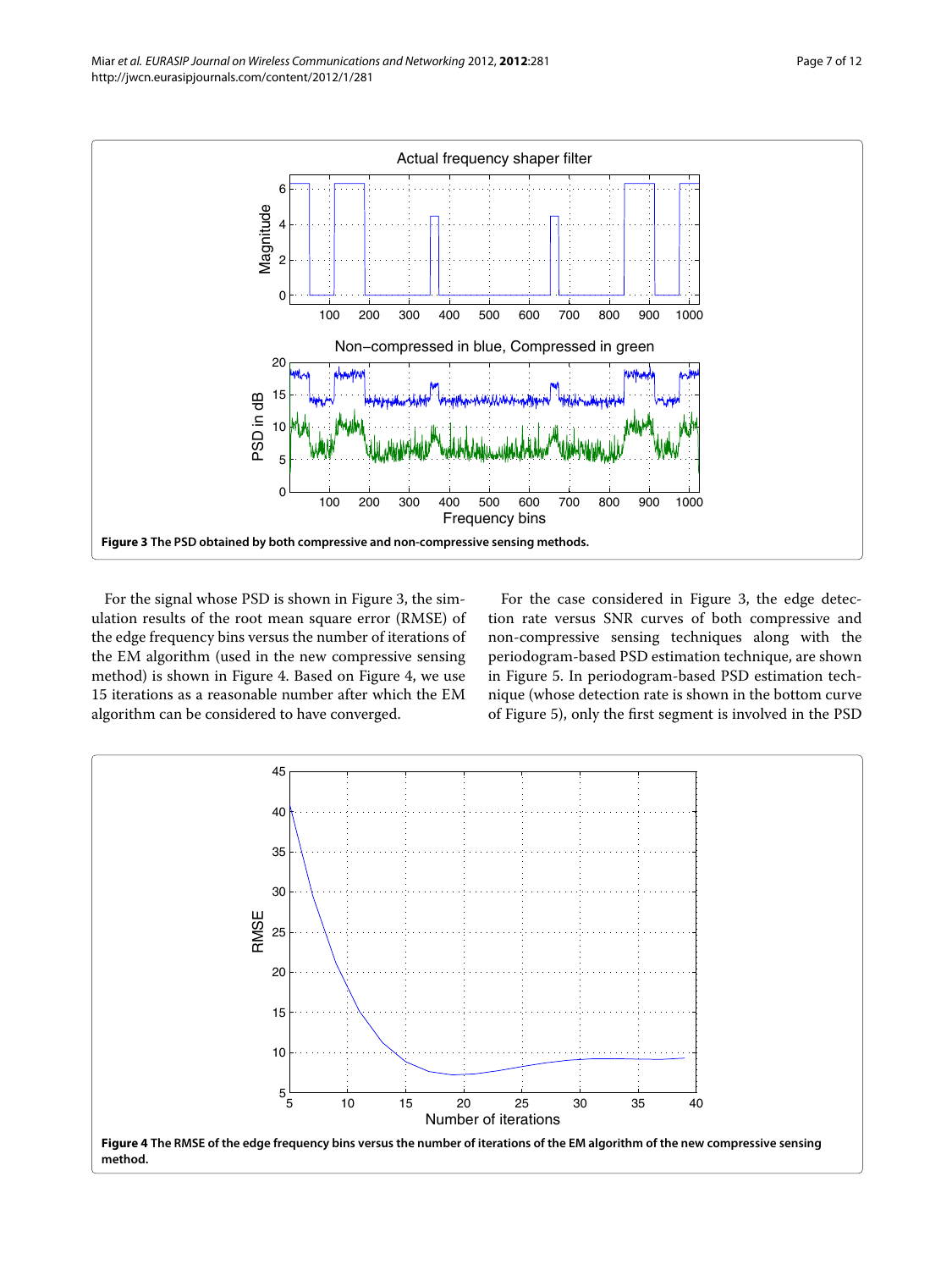**Figure 3 The PSD obtained by both compressive and non-compressive sensing methods.**

For the signal whose PSD is shown in Figure 3, the simulation results of the root mean square error (RMSE) of the edge frequency bins versus the number of iterations of the EM algorithm (used in the new compressive sensing method) is shown in Figure 4. Based on Figure 4, we use 15 iterations as a reasonable number after which the EM algorithm can be considered to have converged.

For the case considered in Figure 3, the edge detection rate versus SNR curves of both compressive and non-compressive sensing techniques along with the periodogram-based PSD estimation technique, are shown in Figure 5. In periodogram-based PSD estimation technique (whose detection rate is shown in the bottom curve of Figure 5), only the first segment is involved in the PSD

**Figure 4 The RMSE of the edge frequency bins versus the number of iterations of the EM algorithm of the new compressive sensing method.**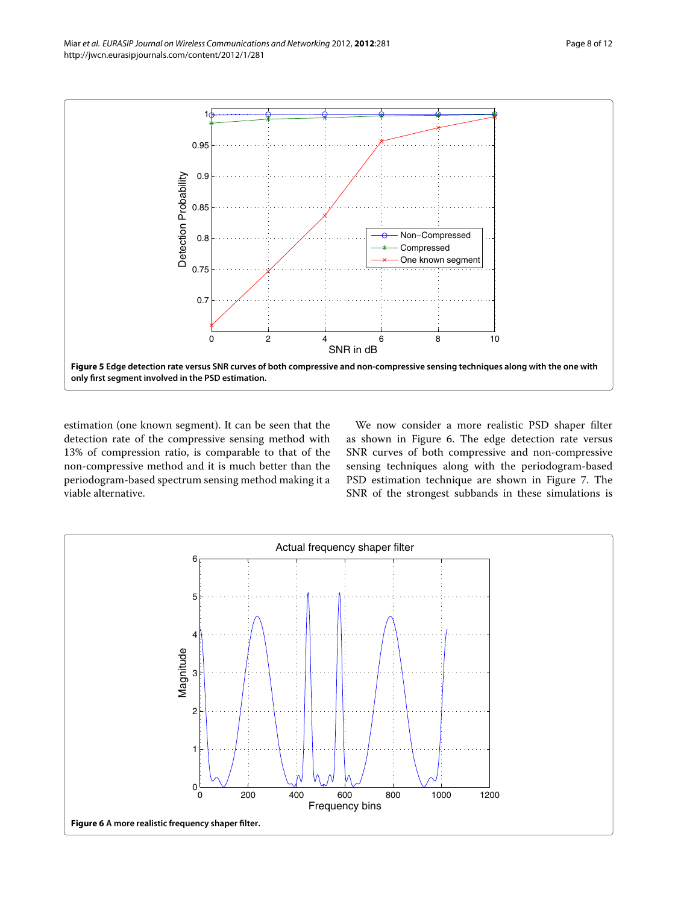**Figure 5 Edge detection rate versus SNR curves of both compressive and non-compressive sensing techniques along with the one with only first segment involved in the PSD estimation.**

estimation (one known segment). It can be seen that the detection rate of the compressive sensing method with 13% of compression ratio, is comparable to that of the non-compressive method and it is much better than the periodogram-based spectrum sensing method making it a viable alternative.

We now consider a more realistic PSD shaper filter as shown in Figure 6. The edge detection rate versus SNR curves of both compressive and non-compressive sensing techniques along with the periodogram-based PSD estimation technique are shown in Figure 7. The SNR of the strongest subbands in these simulations is

**Figure 6 A more realistic frequency shaper filter.**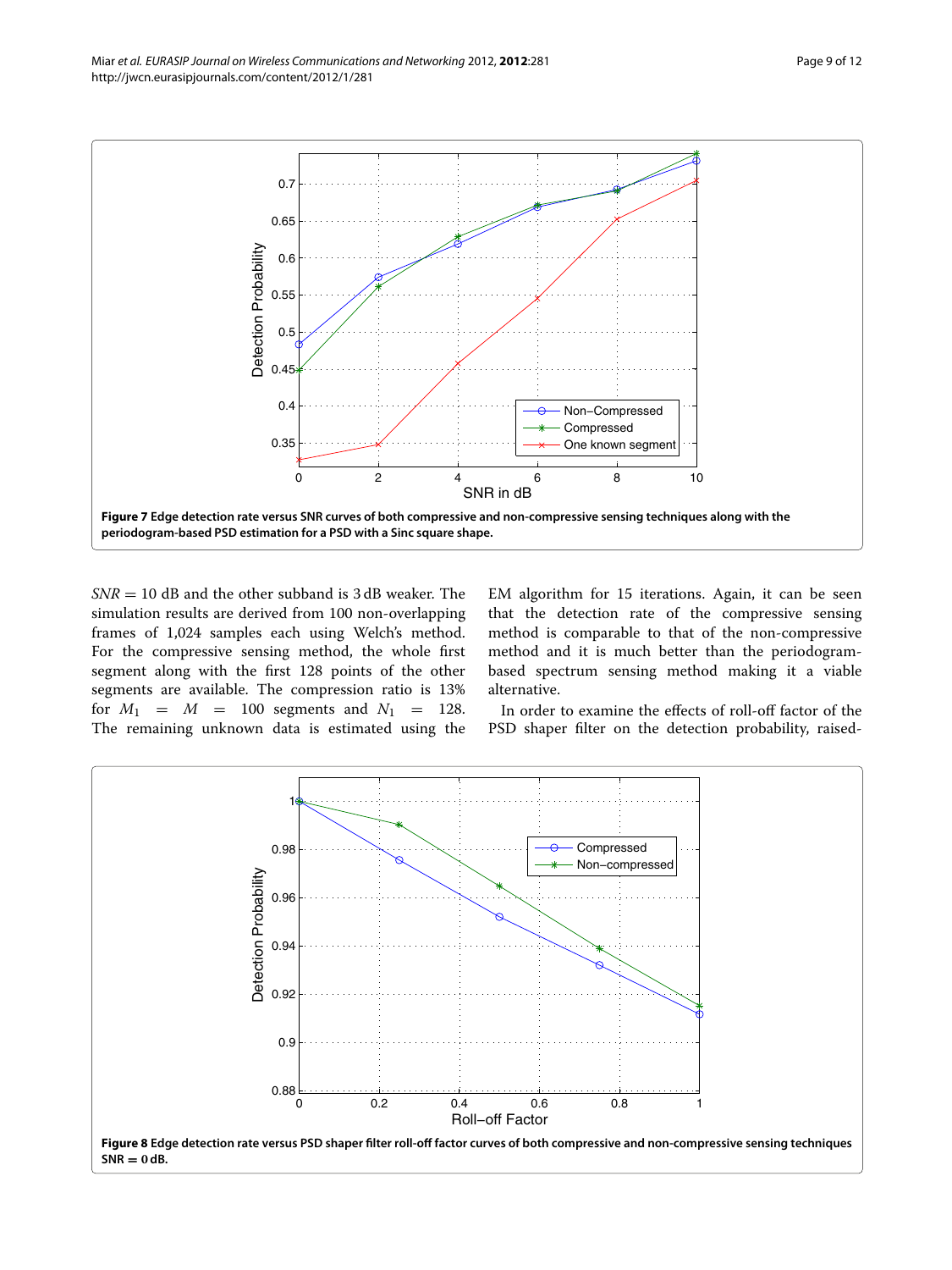**Figure 7 Edge detection rate versus SNR curves of both compressive and non-compressive sensing techniques along with the periodogram-based PSD estimation for a PSD with a Sinc square shape.**

$SNR = 10$ dB and the other subband is 3 dB weaker. The simulation results are derived from 100 non-overlapping frames of 1,024 samples each using Welch's method. For the compressive sensing method, the whole first segment along with the first 128 points of the other segments are available. The compression ratio is 13% for $M_1 = M = 100$ segments and $N_1 = 128$. The remaining unknown data is estimated using the EM algorithm for 15 iterations. Again, it can be seen that the detection rate of the compressive sensing method is comparable to that of the non-compressive method and it is much better than the periodogram-based spectrum sensing method making it a viable alternative.

In order to examine the effects of roll-off factor of the PSD shaper filter on the detection probability, raised-

**Figure 8 Edge detection rate versus PSD shaper filter roll-off factor curves of both compressive and non-compressive sensing techniques $SNR = 0$ dB.**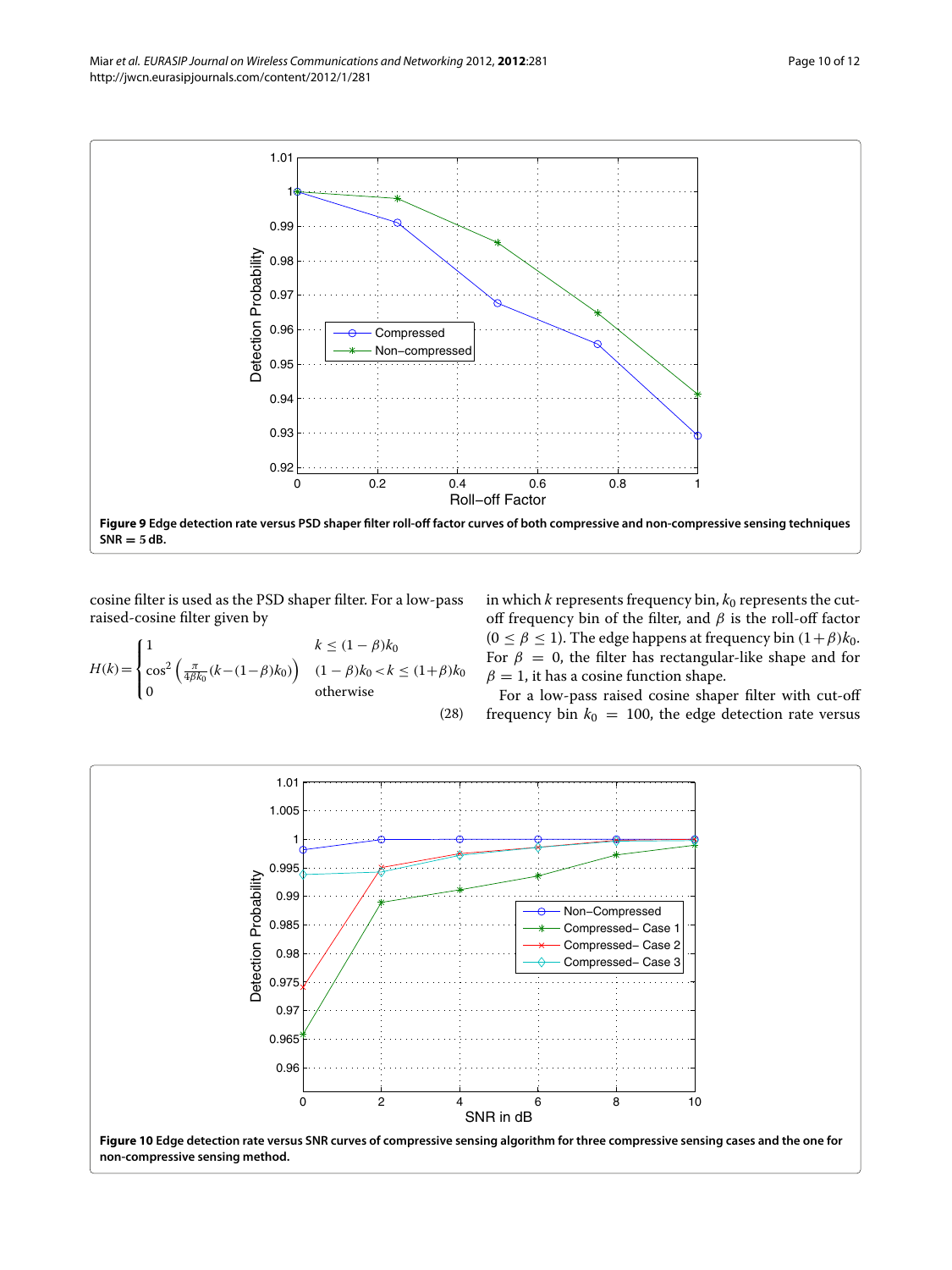**Figure 9 Edge detection rate versus PSD shaper filter roll-off factor curves of both compressive and non-compressive sensing techniques SNR = 5 dB.**

cosine filter is used as the PSD shaper filter. For a low-pass raised-cosine filter given by

$$H(k) = \begin{cases} 1 & k \leq (1-\beta)k_0 \\ \cos^2\left(\frac{\pi}{4\beta k_0}(k-(1-\beta)k_0)\right) & (1-\beta)k_0 < k \leq (1+\beta)k_0 \\ 0 & \text{otherwise} \end{cases} \quad (28)$$

in which $k$ represents frequency bin, $k_0$ represents the cut-off frequency bin of the filter, and $\beta$ is the roll-off factor ($0 \leq \beta \leq 1$). The edge happens at frequency bin $(1+\beta)k_0$. For $\beta = 0$, the filter has rectangular-like shape and for $\beta = 1$, it has a cosine function shape.

For a low-pass raised cosine shaper filter with cut-off frequency bin $k_0 = 100$, the edge detection rate versus

**Figure 10 Edge detection rate versus SNR curves of compressive sensing algorithm for three compressive sensing cases and the one for non-compressive sensing method.**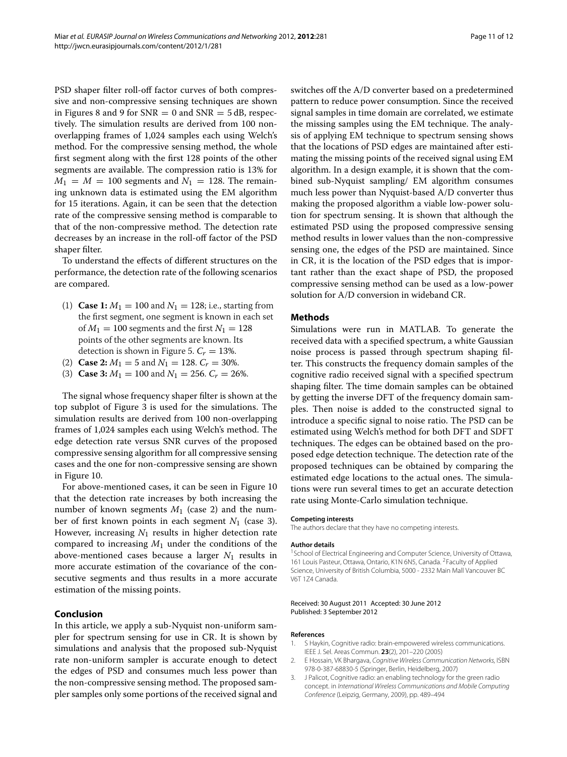PSD shaper filter roll-off factor curves of both compressive and non-compressive sensing techniques are shown in Figures 8 and 9 for SNR = 0 and SNR = 5 dB, respectively. The simulation results are derived from 100 non-overlapping frames of 1,024 samples each using Welch's method. For the compressive sensing method, the whole first segment along with the first 128 points of the other segments are available. The compression ratio is 13% for $M_1 = M = 100$ segments and $N_1 = 128$. The remaining unknown data is estimated using the EM algorithm for 15 iterations. Again, it can be seen that the detection rate of the compressive sensing method is comparable to that of the non-compressive method. The detection rate decreases by an increase in the roll-off factor of the PSD shaper filter.

To understand the effects of different structures on the performance, the detection rate of the following scenarios are compared.

1. **Case 1:** $M_1 = 100$ and $N_1 = 128$; i.e., starting from the first segment, one segment is known in each set of $M_1 = 100$ segments and the first $N_1 = 128$ points of the other segments are known. Its detection is shown in Figure 5. $C_r = 13\%$.
2. **Case 2:** $M_1 = 5$ and $N_1 = 128$. $C_r = 30\%$.
3. **Case 3:** $M_1 = 100$ and $N_1 = 256$. $C_r = 26\%$.

The signal whose frequency shaper filter is shown at the top subplot of Figure 3 is used for the simulations. The simulation results are derived from 100 non-overlapping frames of 1,024 samples each using Welch's method. The edge detection rate versus SNR curves of the proposed compressive sensing algorithm for all compressive sensing cases and the one for non-compressive sensing are shown in Figure 10.

For above-mentioned cases, it can be seen in Figure 10 that the detection rate increases by both increasing the number of known segments $M_1$ (case 2) and the number of first known points in each segment $N_1$ (case 3). However, increasing $N_1$ results in higher detection rate compared to increasing $M_1$ under the conditions of the above-mentioned cases because a larger $N_1$ results in more accurate estimation of the covariance of the consecutive segments and thus results in a more accurate estimation of the missing points.

## Conclusion

In this article, we apply a sub-Nyquist non-uniform sampler for spectrum sensing for use in CR. It is shown by simulations and analysis that the proposed sub-Nyquist rate non-uniform sampler is accurate enough to detect the edges of PSD and consumes much less power than the non-compressive sensing method. The proposed sampler samples only some portions of the received signal and switches off the A/D converter based on a predetermined pattern to reduce power consumption. Since the received signal samples in time domain are correlated, we estimate the missing samples using the EM technique. The analysis of applying EM technique to spectrum sensing shows that the locations of PSD edges are maintained after estimating the missing points of the received signal using EM algorithm. In a design example, it is shown that the combined sub-Nyquist sampling/ EM algorithm consumes much less power than Nyquist-based A/D converter thus making the proposed algorithm a viable low-power solution for spectrum sensing. It is shown that although the estimated PSD using the proposed compressive sensing method results in lower values than the non-compressive sensing one, the edges of the PSD are maintained. Since in CR, it is the location of the PSD edges that is important rather than the exact shape of PSD, the proposed compressive sensing method can be used as a low-power solution for A/D conversion in wideband CR.

## Methods

Simulations were run in MATLAB. To generate the received data with a specified spectrum, a white Gaussian noise process is passed through spectrum shaping filter. This constructs the frequency domain samples of the cognitive radio received signal with a specified spectrum shaping filter. The time domain samples can be obtained by getting the inverse DFT of the frequency domain samples. Then noise is added to the constructed signal to introduce a specific signal to noise ratio. The PSD can be estimated using Welch's method for both DFT and SDFT techniques. The edges can be obtained based on the proposed edge detection technique. The detection rate of the proposed techniques can be obtained by comparing the estimated edge locations to the actual ones. The simulations were run several times to get an accurate detection rate using Monte-Carlo simulation technique.

#### Competing interests

The authors declare that they have no competing interests.

#### Author details

[1]School of Electrical Engineering and Computer Science, University of Ottawa, 161 Louis Pasteur, Ottawa, Ontario, K1N 6N5, Canada. [2]Faculty of Applied Science, University of British Columbia, 5000 - 2332 Main Mall Vancouver BC V6T 1Z4 Canada.

Received: 30 August 2011 Accepted: 30 June 2012
Published: 3 September 2012

#### References

1. S Haykin, Cognitive radio: brain-empowered wireless communications. IEEE J. Sel. Areas Commun. **23**(2), 201–220 (2005)
2. E Hossain, VK Bhargava, *Cognitive Wireless Communication Networks*, ISBN 978-0-387-68830-5 (Springer, Berlin, Heidelberg, 2007)
3. J Palicot, Cognitive radio: an enabling technology for the green radio concept. in *International Wireless Communications and Mobile Computing Conference* (Leipzig, Germany, 2009), pp. 489–494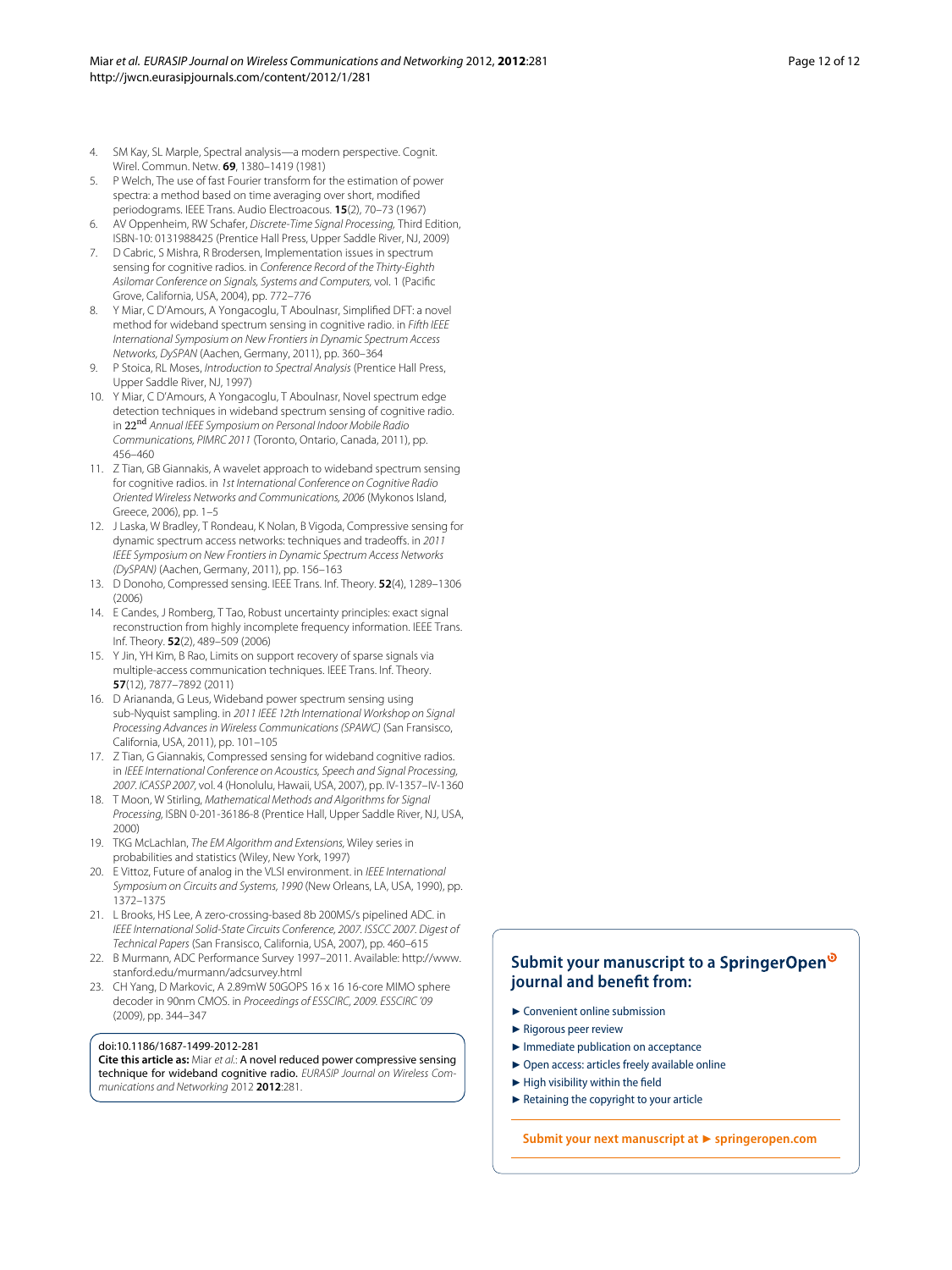4. SM Kay, SL Marple, Spectral analysis—a modern perspective. Cognit. Wirel. Commun. Netw. **69**, 1380–1419 (1981)
5. P Welch, The use of fast Fourier transform for the estimation of power spectra: a method based on time averaging over short, modified periodograms. IEEE Trans. Audio Electroacous. **15**(2), 70–73 (1967)
6. AV Oppenheim, RW Schafer, *Discrete-Time Signal Processing,* Third Edition, ISBN-10: 0131988425 (Prentice Hall Press, Upper Saddle River, NJ, 2009)
7. D Cabric, S Mishra, R Brodersen, Implementation issues in spectrum sensing for cognitive radios. in *Conference Record of the Thirty-Eighth Asilomar Conference on Signals, Systems and Computers,* vol. 1 (Pacific Grove, California, USA, 2004), pp. 772–776
8. Y Miar, C D'Amours, A Yongacoglu, T Aboulnasr, Simplified DFT: a novel method for wideband spectrum sensing in cognitive radio. in *Fifth IEEE International Symposium on New Frontiers in Dynamic Spectrum Access Networks, DySPAN* (Aachen, Germany, 2011), pp. 360–364
9. P Stoica, RL Moses, *Introduction to Spectral Analysis* (Prentice Hall Press, Upper Saddle River, NJ, 1997)
10. Y Miar, C D'Amours, A Yongacoglu, T Aboulnasr, Novel spectrum edge detection techniques in wideband spectrum sensing of cognitive radio. in 22[nd] *Annual IEEE Symposium on Personal Indoor Mobile Radio Communications, PIMRC 2011* (Toronto, Ontario, Canada, 2011), pp. 456–460
11. Z Tian, GB Giannakis, A wavelet approach to wideband spectrum sensing for cognitive radios. in *1st International Conference on Cognitive Radio Oriented Wireless Networks and Communications, 2006* (Mykonos Island, Greece, 2006), pp. 1–5
12. J Laska, W Bradley, T Rondeau, K Nolan, B Vigoda, Compressive sensing for dynamic spectrum access networks: techniques and tradeoffs. in *2011 IEEE Symposium on New Frontiers in Dynamic Spectrum Access Networks (DySPAN)* (Aachen, Germany, 2011), pp. 156–163
13. D Donoho, Compressed sensing. IEEE Trans. Inf. Theory. **52**(4), 1289–1306 (2006)
14. E Candes, J Romberg, T Tao, Robust uncertainty principles: exact signal reconstruction from highly incomplete frequency information. IEEE Trans. Inf. Theory. **52**(2), 489–509 (2006)
15. Y Jin, YH Kim, B Rao, Limits on support recovery of sparse signals via multiple-access communication techniques. IEEE Trans. Inf. Theory. **57**(12), 7877–7892 (2011)
16. D Ariananda, G Leus, Wideband power spectrum sensing using sub-Nyquist sampling. in *2011 IEEE 12th International Workshop on Signal Processing Advances in Wireless Communications (SPAWC)* (San Fransisco, California, USA, 2011), pp. 101–105
17. Z Tian, G Giannakis, Compressed sensing for wideband cognitive radios. in *IEEE International Conference on Acoustics, Speech and Signal Processing, 2007. ICASSP 2007,* vol. 4 (Honolulu, Hawaii, USA, 2007), pp. IV-1357–IV-1360
18. T Moon, W Stirling, *Mathematical Methods and Algorithms for Signal Processing,* ISBN 0-201-36186-8 (Prentice Hall, Upper Saddle River, NJ, USA, 2000)
19. TKG McLachlan, *The EM Algorithm and Extensions,* Wiley series in probabilities and statistics (Wiley, New York, 1997)
20. E Vittoz, Future of analog in the VLSI environment. in *IEEE International Symposium on Circuits and Systems, 1990* (New Orleans, LA, USA, 1990), pp. 1372–1375
21. L Brooks, HS Lee, A zero-crossing-based 8b 200MS/s pipelined ADC. in *IEEE International Solid-State Circuits Conference, 2007. ISSCC 2007. Digest of Technical Papers* (San Fransisco, California, USA, 2007), pp. 460–615
22. B Murmann, ADC Performance Survey 1997–2011. Available: http://www.stanford.edu/murmann/adcsurvey.html
23. CH Yang, D Markovic, A 2.89mW 50GOPS 16 x 16 16-core MIMO sphere decoder in 90nm CMOS. in *Proceedings of ESSCIRC, 2009. ESSCIRC '09* (2009), pp. 344–347

doi:10.1186/1687-1499-2012-281

**Cite this article as:** Miar *et al.*: A novel reduced power compressive sensing technique for wideband cognitive radio. *EURASIP Journal on Wireless Communications and Networking* 2012 **2012**:281.

**Submit your manuscript to a SpringerOpen journal and benefit from:**

- ► Convenient online submission
- ► Rigorous peer review
- ► Immediate publication on acceptance
- ► Open access: articles freely available online
- ► High visibility within the field
- ► Retaining the copyright to your article

**Submit your next manuscript at ► springeropen.com**